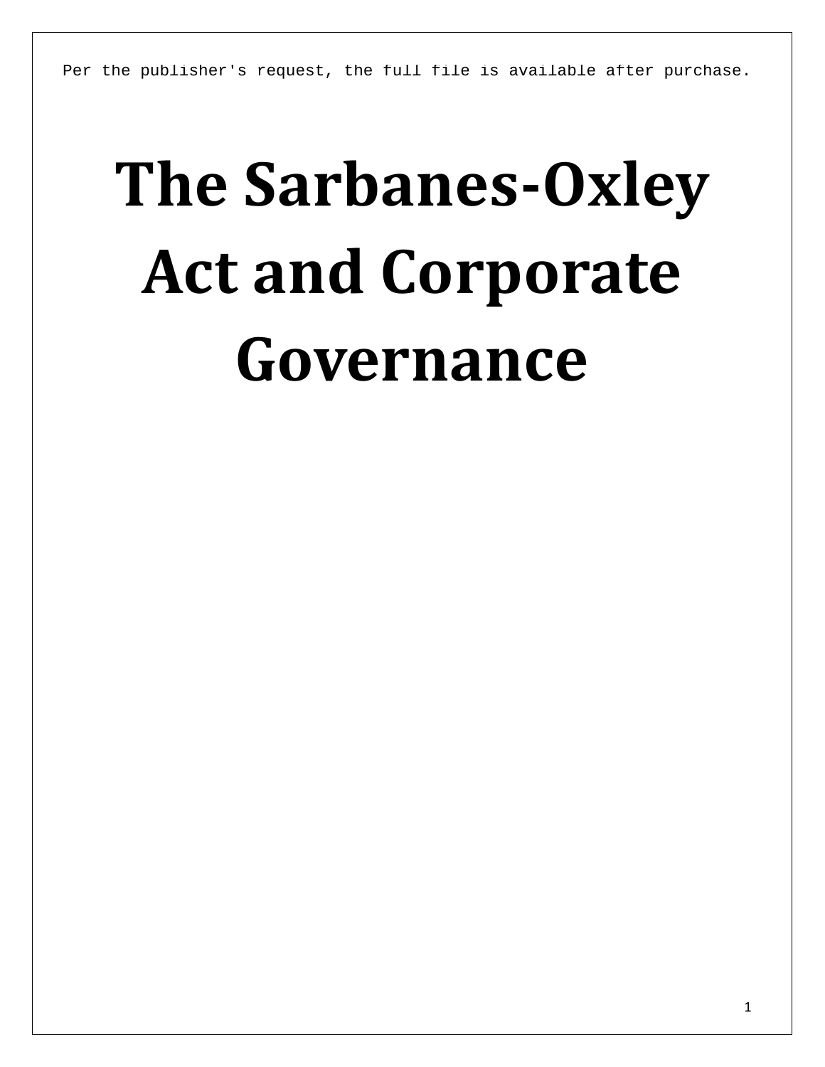Per the publisher's request, the full file is available after purchase.

# The Sarbanes-Oxley Act and Corporate Governance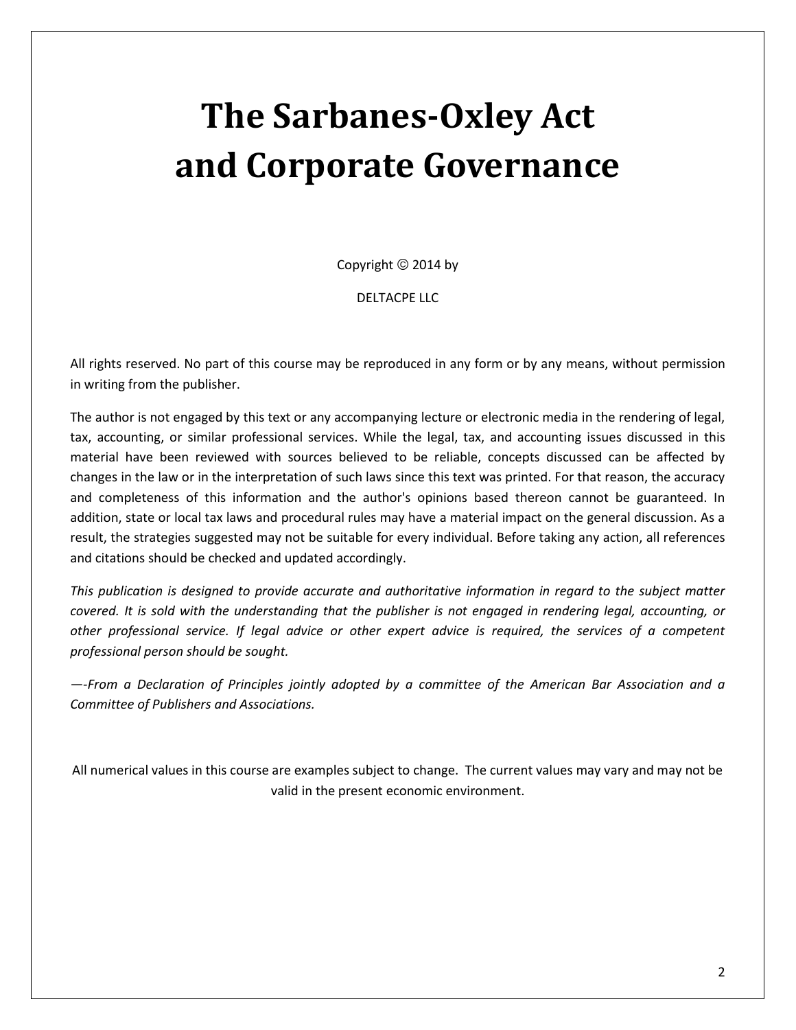# The Sarbanes-Oxley Act and Corporate Governance

Copyright © 2014 by

DELTACPE LLC

All rights reserved. No part of this course may be reproduced in any form or by any means, without permission in writing from the publisher.

The author is not engaged by this text or any accompanying lecture or electronic media in the rendering of legal, tax, accounting, or similar professional services. While the legal, tax, and accounting issues discussed in this material have been reviewed with sources believed to be reliable, concepts discussed can be affected by changes in the law or in the interpretation of such laws since this text was printed. For that reason, the accuracy and completeness of this information and the author's opinions based thereon cannot be guaranteed. In addition, state or local tax laws and procedural rules may have a material impact on the general discussion. As a result, the strategies suggested may not be suitable for every individual. Before taking any action, all references and citations should be checked and updated accordingly.

*This publication is designed to provide accurate and authoritative information in regard to the subject matter covered. It is sold with the understanding that the publisher is not engaged in rendering legal, accounting, or other professional service. If legal advice or other expert advice is required, the services of a competent professional person should be sought.*

*—-From a Declaration of Principles jointly adopted by a committee of the American Bar Association and a Committee of Publishers and Associations.*

All numerical values in this course are examples subject to change. The current values may vary and may not be valid in the present economic environment.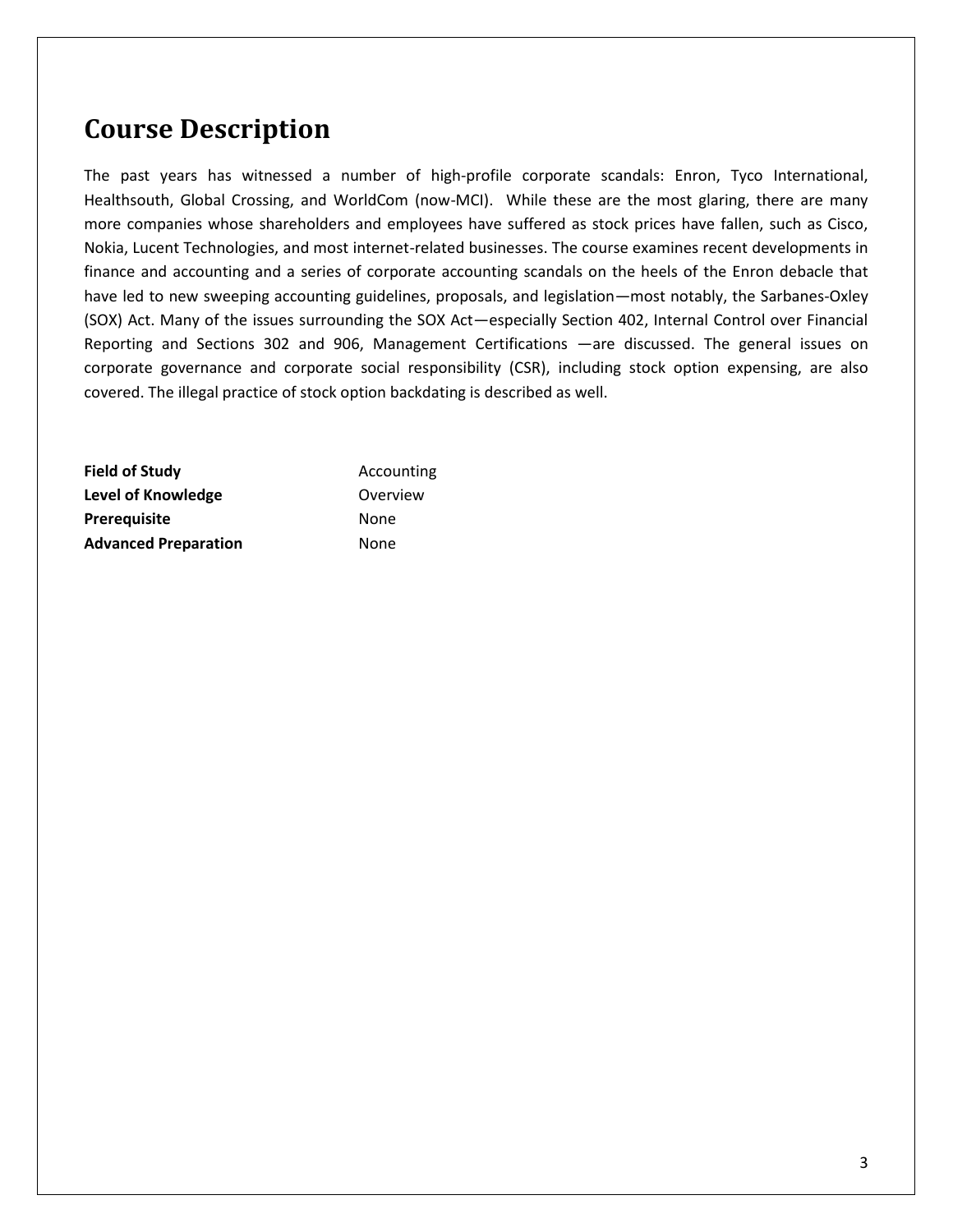# Course Description

The past years has witnessed a number of high-profile corporate scandals: Enron, Tyco International, Healthsouth, Global Crossing, and WorldCom (now-MCI). While these are the most glaring, there are many more companies whose shareholders and employees have suffered as stock prices have fallen, such as Cisco, Nokia, Lucent Technologies, and most internet-related businesses. The course examines recent developments in finance and accounting and a series of corporate accounting scandals on the heels of the Enron debacle that have led to new sweeping accounting guidelines, proposals, and legislation—most notably, the Sarbanes-Oxley (SOX) Act. Many of the issues surrounding the SOX Act—especially Section 402, Internal Control over Financial Reporting and Sections 302 and 906, Management Certifications —are discussed. The general issues on corporate governance and corporate social responsibility (CSR), including stock option expensing, are also covered. The illegal practice of stock option backdating is described as well.

**Field of Study** Accounting
**Level of Knowledge** Overview
**Prerequisite** None
**Advanced Preparation** None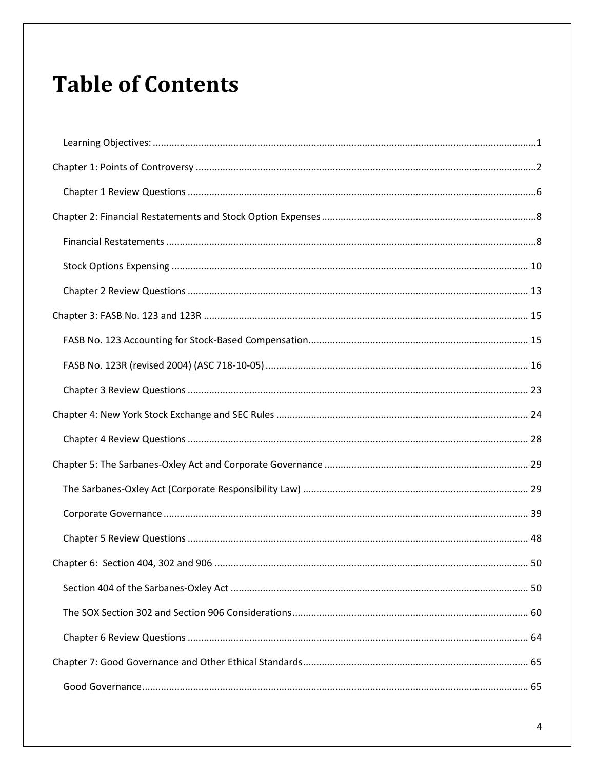# Table of Contents

- Learning Objectives: 1
- Chapter 1: Points of Controversy 2
  - Chapter 1 Review Questions 6
- Chapter 2: Financial Restatements and Stock Option Expenses 8
  - Financial Restatements 8
  - Stock Options Expensing 10
  - Chapter 2 Review Questions 13
- Chapter 3: FASB No. 123 and 123R 15
  - FASB No. 123 Accounting for Stock-Based Compensation 15
  - FASB No. 123R (revised 2004) (ASC 718-10-05) 16
  - Chapter 3 Review Questions 23
- Chapter 4: New York Stock Exchange and SEC Rules 24
  - Chapter 4 Review Questions 28
- Chapter 5: The Sarbanes-Oxley Act and Corporate Governance 29
  - The Sarbanes-Oxley Act (Corporate Responsibility Law) 29
  - Corporate Governance 39
  - Chapter 5 Review Questions 48
- Chapter 6: Section 404, 302 and 906 50
  - Section 404 of the Sarbanes-Oxley Act 50
  - The SOX Section 302 and Section 906 Considerations 60
  - Chapter 6 Review Questions 64
- Chapter 7: Good Governance and Other Ethical Standards 65
  - Good Governance 65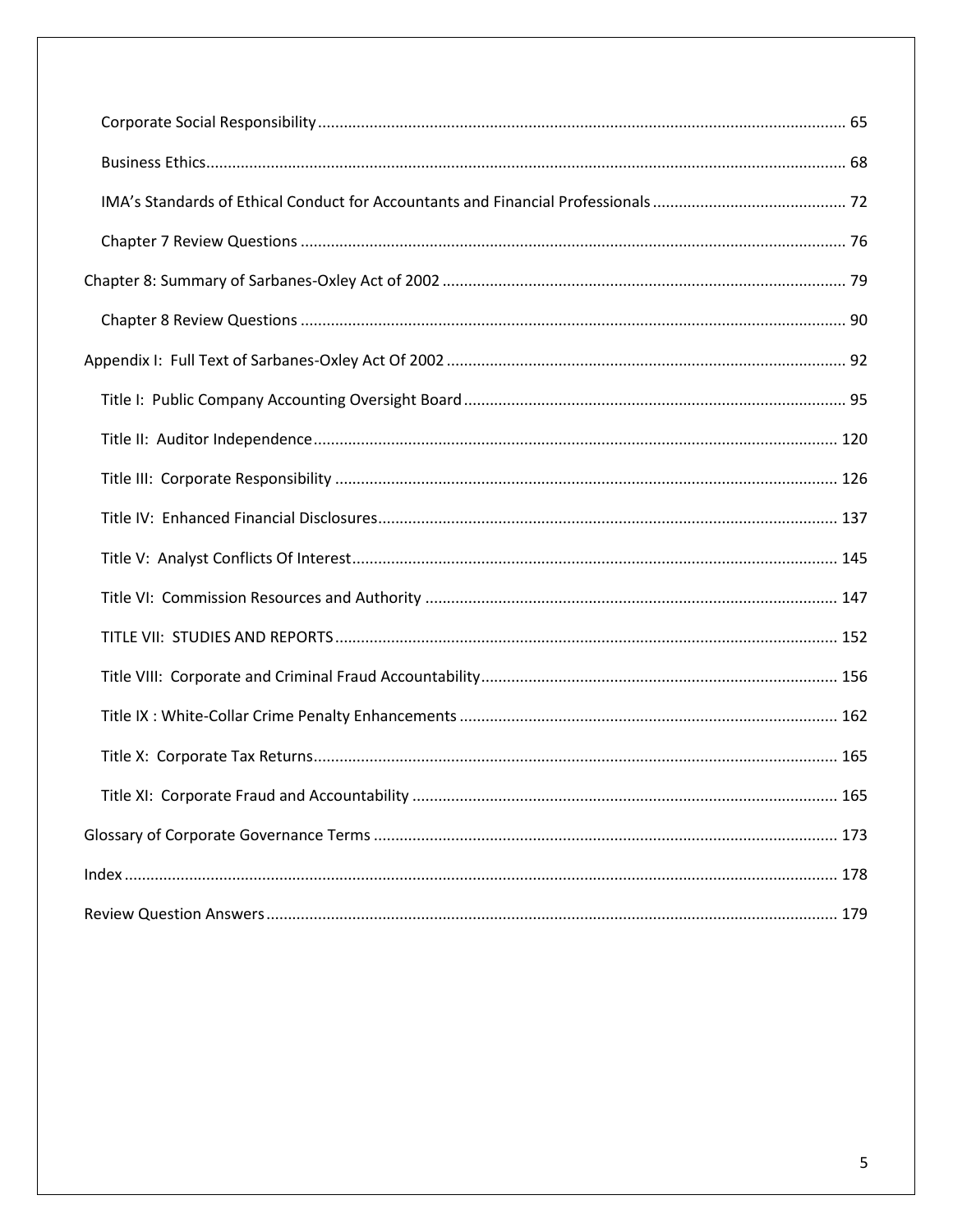- Corporate Social Responsibility ........ 65
- Business Ethics ........ 68
- IMA's Standards of Ethical Conduct for Accountants and Financial Professionals ........ 72
- Chapter 7 Review Questions ........ 76

Chapter 8: Summary of Sarbanes-Oxley Act of 2002 ........ 79

- Chapter 8 Review Questions ........ 90

Appendix I: Full Text of Sarbanes-Oxley Act Of 2002 ........ 92

- Title I: Public Company Accounting Oversight Board ........ 95
- Title II: Auditor Independence ........ 120
- Title III: Corporate Responsibility ........ 126
- Title IV: Enhanced Financial Disclosures ........ 137
- Title V: Analyst Conflicts Of Interest ........ 145
- Title VI: Commission Resources and Authority ........ 147
- TITLE VII: STUDIES AND REPORTS ........ 152
- Title VIII: Corporate and Criminal Fraud Accountability ........ 156
- Title IX : White-Collar Crime Penalty Enhancements ........ 162
- Title X: Corporate Tax Returns ........ 165
- Title XI: Corporate Fraud and Accountability ........ 165

Glossary of Corporate Governance Terms ........ 173

Index ........ 178

Review Question Answers ........ 179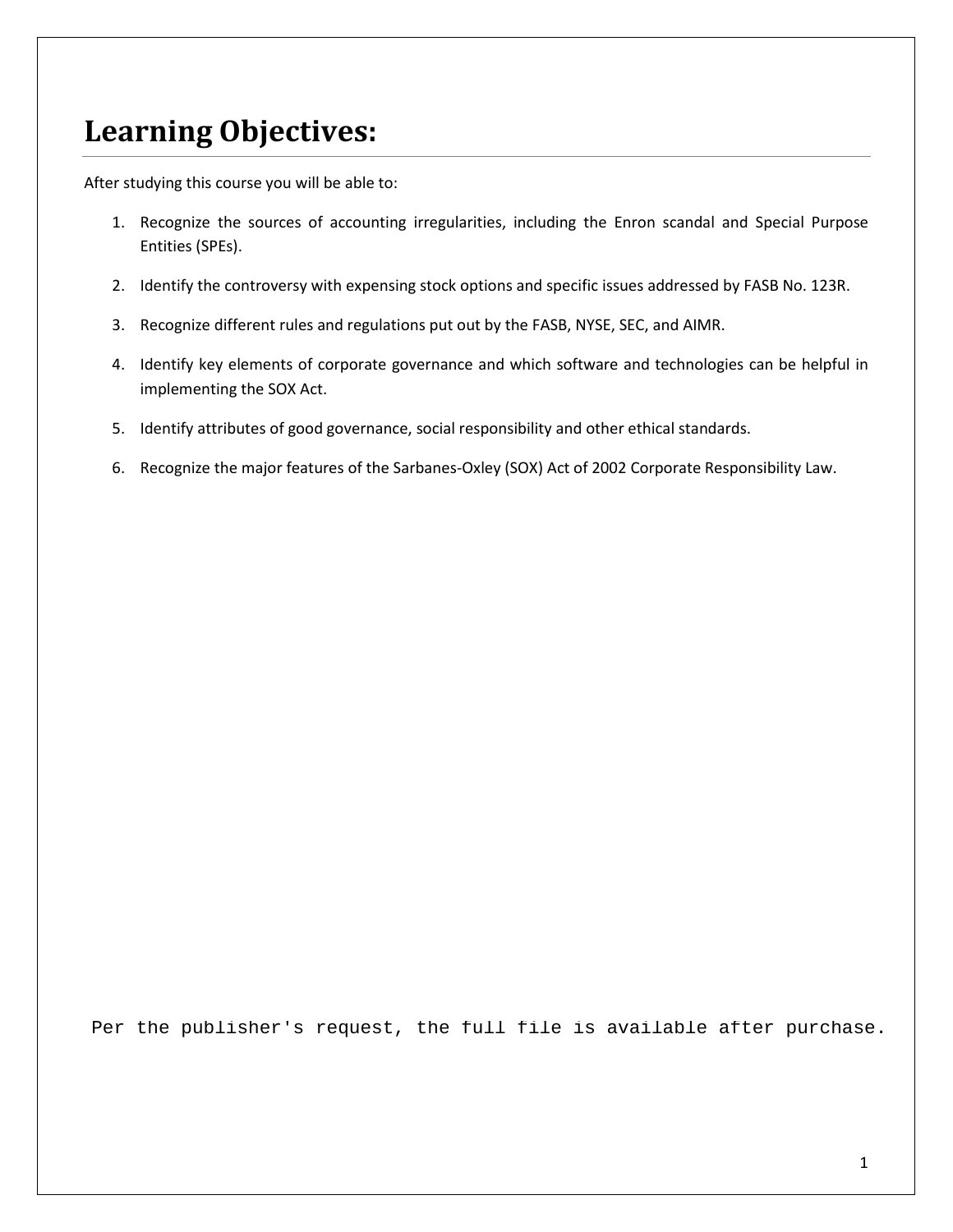# Learning Objectives:

After studying this course you will be able to:

1. Recognize the sources of accounting irregularities, including the Enron scandal and Special Purpose Entities (SPEs).
2. Identify the controversy with expensing stock options and specific issues addressed by FASB No. 123R.
3. Recognize different rules and regulations put out by the FASB, NYSE, SEC, and AIMR.
4. Identify key elements of corporate governance and which software and technologies can be helpful in implementing the SOX Act.
5. Identify attributes of good governance, social responsibility and other ethical standards.
6. Recognize the major features of the Sarbanes-Oxley (SOX) Act of 2002 Corporate Responsibility Law.